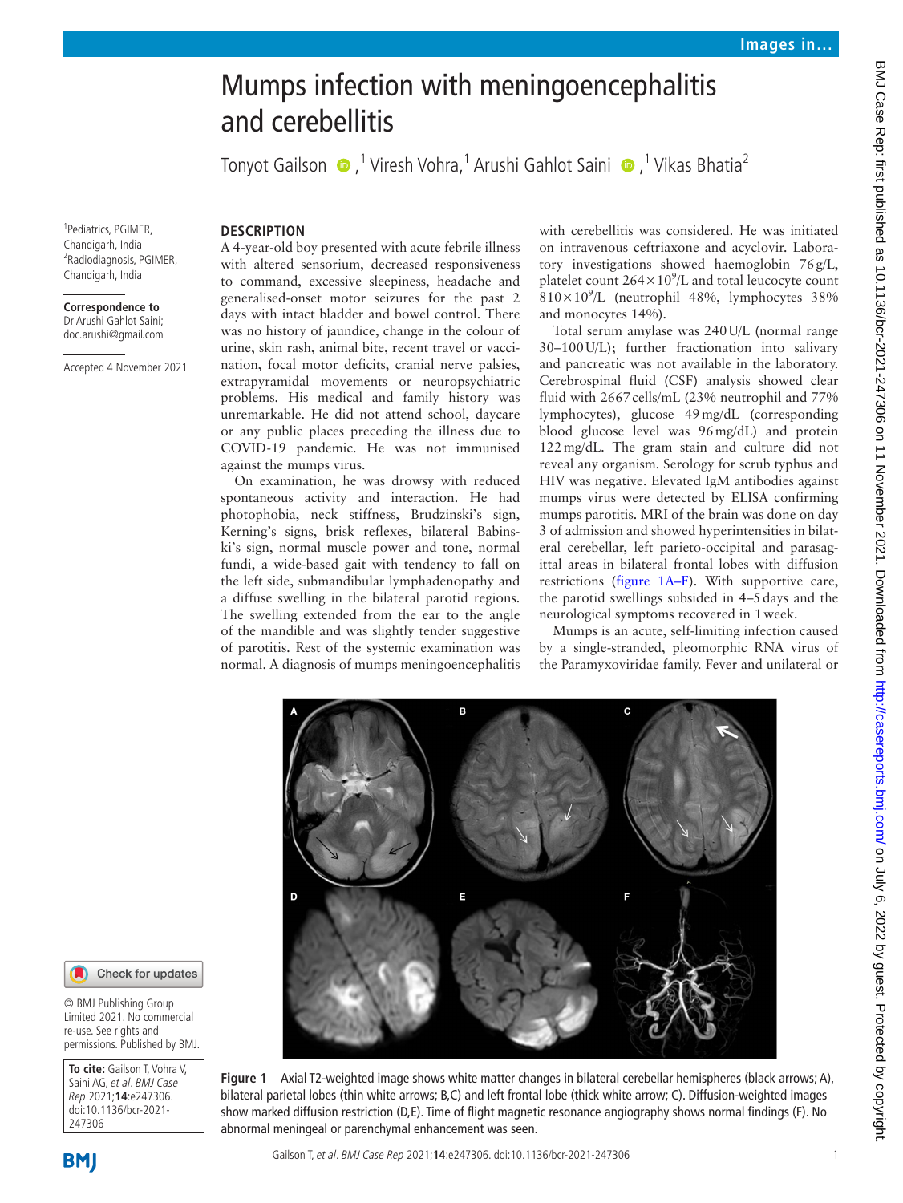# Mumps infection with meningoencephalitis and cerebellitis

Tonyot Gailson [1], Viresh Vohra,[1] Arushi Gahlot Saini [1], Vikas Bhatia[2]

[1]Pediatrics, PGIMER, Chandigarh, India
[2]Radiodiagnosis, PGIMER, Chandigarh, India

**Correspondence to** Dr Arushi Gahlot Saini; doc.arushi@gmail.com

Accepted 4 November 2021

## DESCRIPTION

A 4-year-old boy presented with acute febrile illness with altered sensorium, decreased responsiveness to command, excessive sleepiness, headache and generalised-onset motor seizures for the past 2 days with intact bladder and bowel control. There was no history of jaundice, change in the colour of urine, skin rash, animal bite, recent travel or vaccination, focal motor deficits, cranial nerve palsies, extrapyramidal movements or neuropsychiatric problems. His medical and family history was unremarkable. He did not attend school, daycare or any public places preceding the illness due to COVID-19 pandemic. He was not immunised against the mumps virus.

On examination, he was drowsy with reduced spontaneous activity and interaction. He had photophobia, neck stiffness, Brudzinski's sign, Kerning's signs, brisk reflexes, bilateral Babinski's sign, normal muscle power and tone, normal fundi, a wide-based gait with tendency to fall on the left side, submandibular lymphadenopathy and a diffuse swelling in the bilateral parotid regions. The swelling extended from the ear to the angle of the mandible and was slightly tender suggestive of parotitis. Rest of the systemic examination was normal. A diagnosis of mumps meningoencephalitis with cerebellitis was considered. He was initiated on intravenous ceftriaxone and acyclovir. Laboratory investigations showed haemoglobin 76 g/L, platelet count $264\times10^9$/L and total leucocyte count $810\times10^9$/L (neutrophil 48%, lymphocytes 38% and monocytes 14%).

Total serum amylase was 240 U/L (normal range 30–100 U/L); further fractionation into salivary and pancreatic was not available in the laboratory. Cerebrospinal fluid (CSF) analysis showed clear fluid with 2667 cells/mL (23% neutrophil and 77% lymphocytes), glucose 49 mg/dL (corresponding blood glucose level was 96 mg/dL) and protein 122 mg/dL. The gram stain and culture did not reveal any organism. Serology for scrub typhus and HIV was negative. Elevated IgM antibodies against mumps virus were detected by ELISA confirming mumps parotitis. MRI of the brain was done on day 3 of admission and showed hyperintensities in bilateral cerebellar, left parieto-occipital and parasagittal areas in bilateral frontal lobes with diffusion restrictions (figure 1A–F). With supportive care, the parotid swellings subsided in 4–5 days and the neurological symptoms recovered in 1 week.

Mumps is an acute, self-limiting infection caused by a single-stranded, pleomorphic RNA virus of the Paramyxoviridae family. Fever and unilateral or

**Figure 1** Axial T2-weighted image shows white matter changes in bilateral cerebellar hemispheres (black arrows; A), bilateral parietal lobes (thin white arrows; B,C) and left frontal lobe (thick white arrow; C). Diffusion-weighted images show marked diffusion restriction (D,E). Time of flight magnetic resonance angiography shows normal findings (F). No abnormal meningeal or parenchymal enhancement was seen.

© BMJ Publishing Group Limited 2021. No commercial re-use. See rights and permissions. Published by BMJ.

**To cite:** Gailson T, Vohra V, Saini AG, *et al*. *BMJ Case Rep* 2021;**14**:e247306. doi:10.1136/bcr-2021-247306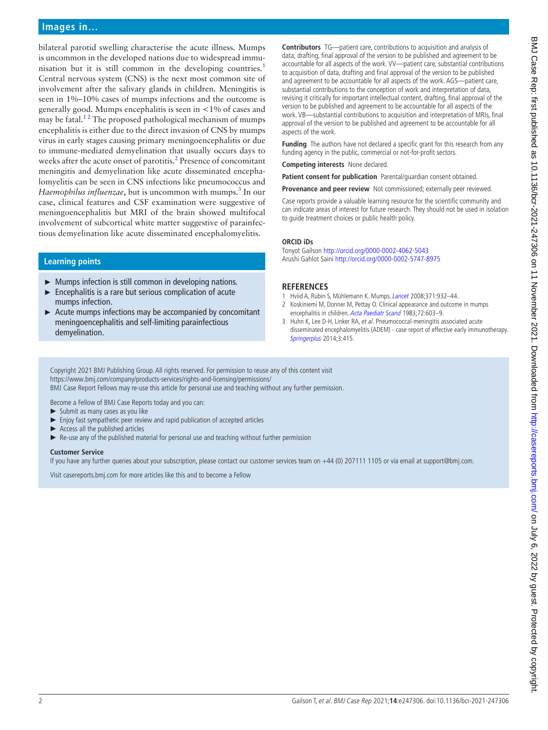bilateral parotid swelling characterise the acute illness. Mumps is uncommon in the developed nations due to widespread immunisation but it is still common in the developing countries.[1] Central nervous system (CNS) is the next most common site of involvement after the salivary glands in children. Meningitis is seen in 1%–10% cases of mumps infections and the outcome is generally good. Mumps encephalitis is seen in <1% of cases and may be fatal.[1,2] The proposed pathological mechanism of mumps encephalitis is either due to the direct invasion of CNS by mumps virus in early stages causing primary meningoencephalitis or due to immune-mediated demyelination that usually occurs days to weeks after the acute onset of parotitis.[2] Presence of concomitant meningitis and demyelination like acute disseminated encephalomyelitis can be seen in CNS infections like pneumococcus and *Haemophilus influenzae*, but is uncommon with mumps.[3] In our case, clinical features and CSF examination were suggestive of meningoencephalitis but MRI of the brain showed multifocal involvement of subcortical white matter suggestive of parainfectious demyelination like acute disseminated encephalomyelitis.

## Learning points

- Mumps infection is still common in developing nations.
- Encephalitis is a rare but serious complication of acute mumps infection.
- Acute mumps infections may be accompanied by concomitant meningoencephalitis and self-limiting parainfectious demyelination.

**Contributors** TG—patient care, contributions to acquisition and analysis of data, drafting, final approval of the version to be published and agreement to be accountable for all aspects of the work. VV—patient care, substantial contributions to acquisition of data, drafting and final approval of the version to be published and agreement to be accountable for all aspects of the work. AGS—patient care, substantial contributions to the conception of work and interpretation of data, revising it critically for important intellectual content, drafting, final approval of the version to be published and agreement to be accountable for all aspects of the work. VB—substantial contributions to acquisition and interpretation of MRIs, final approval of the version to be published and agreement to be accountable for all aspects of the work.

**Funding** The authors have not declared a specific grant for this research from any funding agency in the public, commercial or not-for-profit sectors.

**Competing interests** None declared.

**Patient consent for publication** Parental/guardian consent obtained.

**Provenance and peer review** Not commissioned; externally peer reviewed.

Case reports provide a valuable learning resource for the scientific community and can indicate areas of interest for future research. They should not be used in isolation to guide treatment choices or public health policy.

**ORCID iDs**

Tonyot Gailson http://orcid.org/0000-0002-4062-5043
Arushi Gahlot Saini http://orcid.org/0000-0002-5747-8975

## REFERENCES

1. Hviid A, Rubin S, Mühlemann K. Mumps. *Lancet* 2008;371:932–44.
2. Koskiniemi M, Donner M, Pettay O. Clinical appearance and outcome in mumps encephalitis in children. *Acta Paediatr Scand* 1983;72:603–9.
3. Huhn K, Lee D-H, Linker RA, *et al*. Pneumococcal-meningitis associated acute disseminated encephalomyelitis (ADEM) - case report of effective early immunotherapy. *Springerplus* 2014;3:415.

Copyright 2021 BMJ Publishing Group. All rights reserved. For permission to reuse any of this content visit https://www.bmj.com/company/products-services/rights-and-licensing/permissions/
BMJ Case Report Fellows may re-use this article for personal use and teaching without any further permission.

Become a Fellow of BMJ Case Reports today and you can:

- Submit as many cases as you like
- Enjoy fast sympathetic peer review and rapid publication of accepted articles
- Access all the published articles
- Re-use any of the published material for personal use and teaching without further permission

**Customer Service**

If you have any further queries about your subscription, please contact our customer services team on +44 (0) 207111 1105 or via email at support@bmj.com.

Visit casereports.bmj.com for more articles like this and to become a Fellow